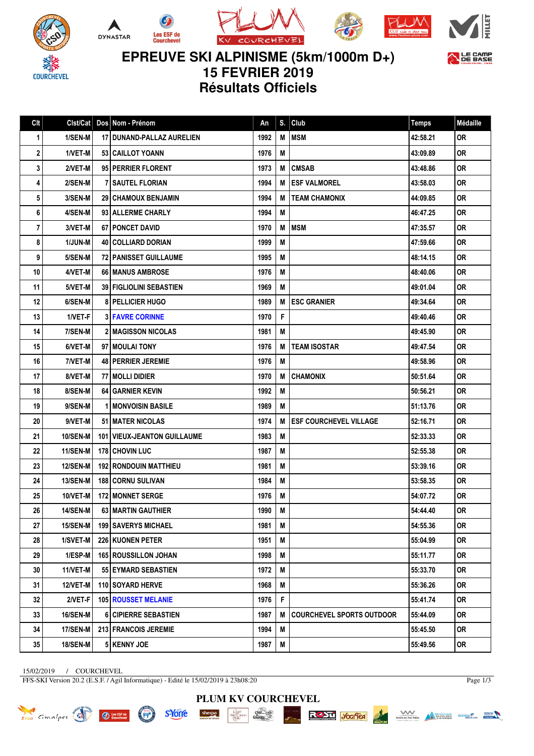# EPREUVE SKI ALPINISME (5km/1000m D+)
## 15 FEVRIER 2019
## Résultats Officiels

| Clt | Clst/Cat | Dos | Nom - Prénom | An | S. | Club | Temps | Médaille |
|---|---|---|---|---|---|---|---|---|
| 1 | 1/SEN-M | 17 | DUNAND-PALLAZ AURELIEN | 1992 | M | MSM | 42:58.21 | OR |
| 2 | 1/VET-M | 53 | CAILLOT YOANN | 1976 | M | | 43:09.89 | OR |
| 3 | 2/VET-M | 95 | PERRIER FLORENT | 1973 | M | CMSAB | 43:48.86 | OR |
| 4 | 2/SEN-M | 7 | SAUTEL FLORIAN | 1994 | M | ESF VALMOREL | 43:58.03 | OR |
| 5 | 3/SEN-M | 29 | CHAMOUX BENJAMIN | 1994 | M | TEAM CHAMONIX | 44:09.85 | OR |
| 6 | 4/SEN-M | 93 | ALLERME CHARLY | 1994 | M | | 46:47.25 | OR |
| 7 | 3/VET-M | 67 | PONCET DAVID | 1970 | M | MSM | 47:35.57 | OR |
| 8 | 1/JUN-M | 40 | COLLIARD DORIAN | 1999 | M | | 47:59.66 | OR |
| 9 | 5/SEN-M | 72 | PANISSET GUILLAUME | 1995 | M | | 48:14.15 | OR |
| 10 | 4/VET-M | 66 | MANUS AMBROSE | 1976 | M | | 48:40.06 | OR |
| 11 | 5/VET-M | 39 | FIGLIOLINI SEBASTIEN | 1969 | M | | 49:01.04 | OR |
| 12 | 6/SEN-M | 8 | PELLICIER HUGO | 1989 | M | ESC GRANIER | 49:34.64 | OR |
| 13 | 1/VET-F | 3 | FAVRE CORINNE | 1970 | F | | 49:40.46 | OR |
| 14 | 7/SEN-M | 2 | MAGISSON NICOLAS | 1981 | M | | 49:45.90 | OR |
| 15 | 6/VET-M | 97 | MOULAI TONY | 1976 | M | TEAM ISOSTAR | 49:47.54 | OR |
| 16 | 7/VET-M | 48 | PERRIER JEREMIE | 1976 | M | | 49:58.96 | OR |
| 17 | 8/VET-M | 77 | MOLLI DIDIER | 1970 | M | CHAMONIX | 50:51.64 | OR |
| 18 | 8/SEN-M | 64 | GARNIER KEVIN | 1992 | M | | 50:56.21 | OR |
| 19 | 9/SEN-M | 1 | MONVOISIN BASILE | 1989 | M | | 51:13.76 | OR |
| 20 | 9/VET-M | 51 | MATER NICOLAS | 1974 | M | ESF COURCHEVEL VILLAGE | 52:16.71 | OR |
| 21 | 10/SEN-M | 101 | VIEUX-JEANTON GUILLAUME | 1983 | M | | 52:33.33 | OR |
| 22 | 11/SEN-M | 178 | CHOVIN LUC | 1987 | M | | 52:55.38 | OR |
| 23 | 12/SEN-M | 192 | RONDOUIN MATTHIEU | 1981 | M | | 53:39.16 | OR |
| 24 | 13/SEN-M | 188 | CORNU SULIVAN | 1984 | M | | 53:58.35 | OR |
| 25 | 10/VET-M | 172 | MONNET SERGE | 1976 | M | | 54:07.72 | OR |
| 26 | 14/SEN-M | 63 | MARTIN GAUTHIER | 1990 | M | | 54:44.40 | OR |
| 27 | 15/SEN-M | 199 | SAVERYS MICHAEL | 1981 | M | | 54:55.36 | OR |
| 28 | 1/SVET-M | 226 | KUONEN PETER | 1951 | M | | 55:04.99 | OR |
| 29 | 1/ESP-M | 165 | ROUSSILLON JOHAN | 1998 | M | | 55:11.77 | OR |
| 30 | 11/VET-M | 55 | EYMARD SEBASTIEN | 1972 | M | | 55:33.70 | OR |
| 31 | 12/VET-M | 110 | SOYARD HERVE | 1968 | M | | 55:36.26 | OR |
| 32 | 2/VET-F | 105 | ROUSSET MELANIE | 1976 | F | | 55:41.74 | OR |
| 33 | 16/SEN-M | 6 | CIPIERRE SEBASTIEN | 1987 | M | COURCHEVEL SPORTS OUTDOOR | 55:44.09 | OR |
| 34 | 17/SEN-M | 213 | FRANCOIS JEREMIE | 1994 | M | | 55:45.50 | OR |
| 35 | 18/SEN-M | 5 | KENNY JOE | 1987 | M | | 55:49.56 | OR |

15/02/2019 / COURCHEVEL

FFS-SKI Version 20.2 (E.S.F. / Agil Informatique) - Edité le 15/02/2019 à 23h08:20

PLUM KV COURCHEVEL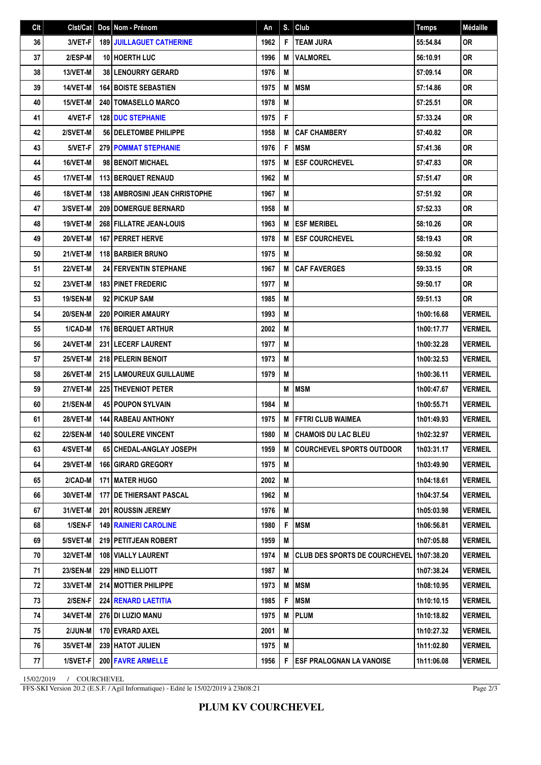| Clt | Clst/Cat | Dos | Nom - Prénom | An | S. | Club | Temps | Médaille |
|---|---|---|---|---|---|---|---|---|
| 36 | 3/VET-F | 189 | JUILLAGUET CATHERINE | 1962 | F | TEAM JURA | 55:54.84 | OR |
| 37 | 2/ESP-M | 10 | HOERTH LUC | 1996 | M | VALMOREL | 56:10.91 | OR |
| 38 | 13/VET-M | 38 | LENOURRY GERARD | 1976 | M | | 57:09.14 | OR |
| 39 | 14/VET-M | 164 | BOISTE SEBASTIEN | 1975 | M | MSM | 57:14.86 | OR |
| 40 | 15/VET-M | 240 | TOMASELLO MARCO | 1978 | M | | 57:25.51 | OR |
| 41 | 4/VET-F | 128 | DUC STEPHANIE | 1975 | F | | 57:33.24 | OR |
| 42 | 2/SVET-M | 56 | DELETOMBE PHILIPPE | 1958 | M | CAF CHAMBERY | 57:40.82 | OR |
| 43 | 5/VET-F | 279 | POMMAT STEPHANIE | 1976 | F | MSM | 57:41.36 | OR |
| 44 | 16/VET-M | 98 | BENOIT MICHAEL | 1975 | M | ESF COURCHEVEL | 57:47.83 | OR |
| 45 | 17/VET-M | 113 | BERQUET RENAUD | 1962 | M | | 57:51.47 | OR |
| 46 | 18/VET-M | 138 | AMBROSINI JEAN CHRISTOPHE | 1967 | M | | 57:51.92 | OR |
| 47 | 3/SVET-M | 209 | DOMERGUE BERNARD | 1958 | M | | 57:52.33 | OR |
| 48 | 19/VET-M | 268 | FILLATRE JEAN-LOUIS | 1963 | M | ESF MERIBEL | 58:10.26 | OR |
| 49 | 20/VET-M | 167 | PERRET HERVE | 1978 | M | ESF COURCHEVEL | 58:19.43 | OR |
| 50 | 21/VET-M | 118 | BARBIER BRUNO | 1975 | M | | 58:50.92 | OR |
| 51 | 22/VET-M | 24 | FERVENTIN STEPHANE | 1967 | M | CAF FAVERGES | 59:33.15 | OR |
| 52 | 23/VET-M | 183 | PINET FREDERIC | 1977 | M | | 59:50.17 | OR |
| 53 | 19/SEN-M | 92 | PICKUP SAM | 1985 | M | | 59:51.13 | OR |
| 54 | 20/SEN-M | 220 | POIRIER AMAURY | 1993 | M | | 1h00:16.68 | VERMEIL |
| 55 | 1/CAD-M | 176 | BERQUET ARTHUR | 2002 | M | | 1h00:17.77 | VERMEIL |
| 56 | 24/VET-M | 231 | LECERF LAURENT | 1977 | M | | 1h00:32.28 | VERMEIL |
| 57 | 25/VET-M | 218 | PELERIN BENOIT | 1973 | M | | 1h00:32.53 | VERMEIL |
| 58 | 26/VET-M | 215 | LAMOUREUX GUILLAUME | 1979 | M | | 1h00:36.11 | VERMEIL |
| 59 | 27/VET-M | 225 | THEVENIOT PETER | | M | MSM | 1h00:47.67 | VERMEIL |
| 60 | 21/SEN-M | 45 | POUPON SYLVAIN | 1984 | M | | 1h00:55.71 | VERMEIL |
| 61 | 28/VET-M | 144 | RABEAU ANTHONY | 1975 | M | FFTRI CLUB WAIMEA | 1h01:49.93 | VERMEIL |
| 62 | 22/SEN-M | 140 | SOULERE VINCENT | 1980 | M | CHAMOIS DU LAC BLEU | 1h02:32.97 | VERMEIL |
| 63 | 4/SVET-M | 65 | CHEDAL-ANGLAY JOSEPH | 1959 | M | COURCHEVEL SPORTS OUTDOOR | 1h03:31.17 | VERMEIL |
| 64 | 29/VET-M | 166 | GIRARD GREGORY | 1975 | M | | 1h03:49.90 | VERMEIL |
| 65 | 2/CAD-M | 171 | MATER HUGO | 2002 | M | | 1h04:18.61 | VERMEIL |
| 66 | 30/VET-M | 177 | DE THIERSANT PASCAL | 1962 | M | | 1h04:37.54 | VERMEIL |
| 67 | 31/VET-M | 201 | ROUSSIN JEREMY | 1976 | M | | 1h05:03.98 | VERMEIL |
| 68 | 1/SEN-F | 149 | RAINIERI CAROLINE | 1980 | F | MSM | 1h06:56.81 | VERMEIL |
| 69 | 5/SVET-M | 219 | PETITJEAN ROBERT | 1959 | M | | 1h07:05.88 | VERMEIL |
| 70 | 32/VET-M | 108 | VIALLY LAURENT | 1974 | M | CLUB DES SPORTS DE COURCHEVEL | 1h07:38.20 | VERMEIL |
| 71 | 23/SEN-M | 229 | HIND ELLIOTT | 1987 | M | | 1h07:38.24 | VERMEIL |
| 72 | 33/VET-M | 214 | MOTTIER PHILIPPE | 1973 | M | MSM | 1h08:10.95 | VERMEIL |
| 73 | 2/SEN-F | 224 | RENARD LAETITIA | 1985 | F | MSM | 1h10:10.15 | VERMEIL |
| 74 | 34/VET-M | 276 | DI LUZIO MANU | 1975 | M | PLUM | 1h10:18.82 | VERMEIL |
| 75 | 2/JUN-M | 170 | EVRARD AXEL | 2001 | M | | 1h10:27.32 | VERMEIL |
| 76 | 35/VET-M | 239 | HATOT JULIEN | 1975 | M | | 1h11:02.80 | VERMEIL |
| 77 | 1/SVET-F | 200 | FAVRE ARMELLE | 1956 | F | ESF PRALOGNAN LA VANOISE | 1h11:06.08 | VERMEIL |

15/02/2019 / COURCHEVEL

FFS-SKI Version 20.2 (E.S.F. / Agil Informatique) - Edité le 15/02/2019 à 23h08:21

**PLUM KV COURCHEVEL**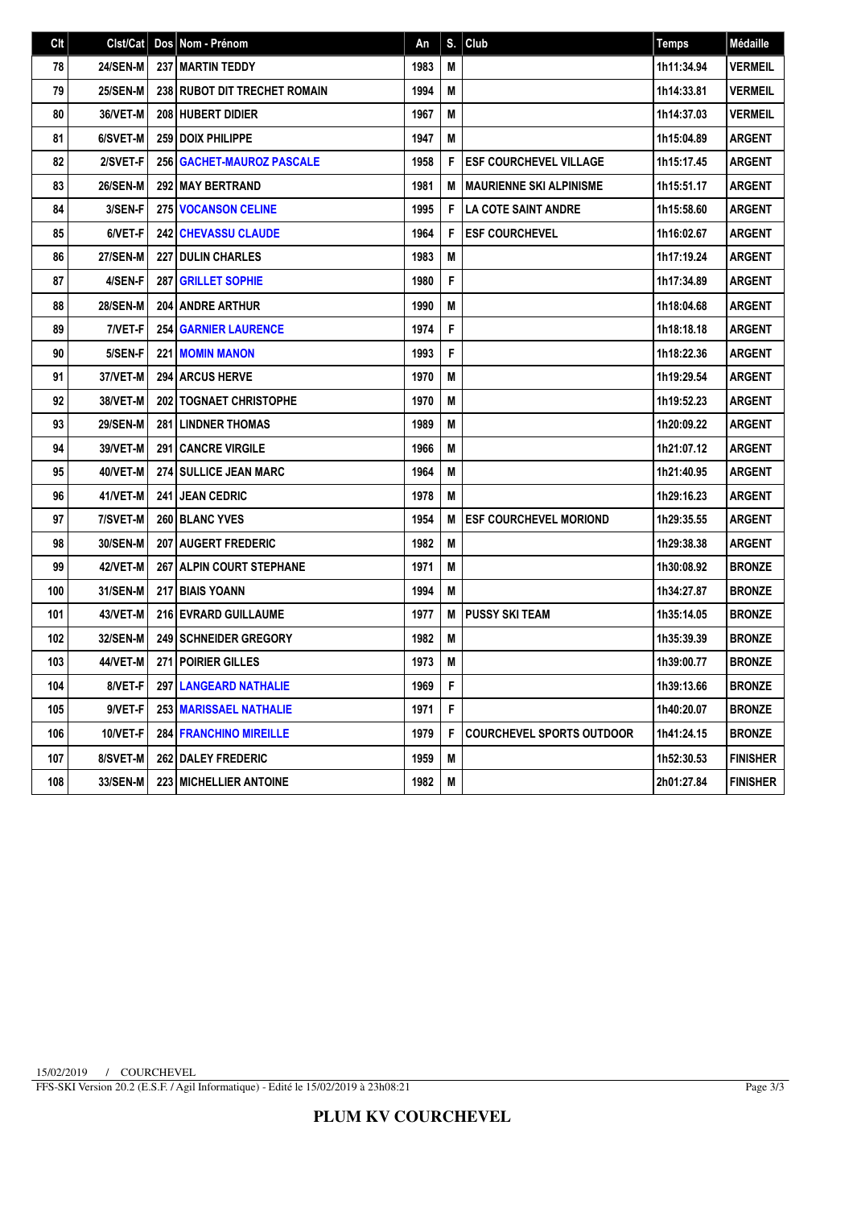| Clt | Clst/Cat | Dos | Nom - Prénom | An | S. | Club | Temps | Médaille |
|---|---|---|---|---|---|---|---|---|
| 78 | 24/SEN-M | 237 | MARTIN TEDDY | 1983 | M | | 1h11:34.94 | VERMEIL |
| 79 | 25/SEN-M | 238 | RUBOT DIT TRECHET ROMAIN | 1994 | M | | 1h14:33.81 | VERMEIL |
| 80 | 36/VET-M | 208 | HUBERT DIDIER | 1967 | M | | 1h14:37.03 | VERMEIL |
| 81 | 6/SVET-M | 259 | DOIX PHILIPPE | 1947 | M | | 1h15:04.89 | ARGENT |
| 82 | 2/SVET-F | 256 | GACHET-MAUROZ PASCALE | 1958 | F | ESF COURCHEVEL VILLAGE | 1h15:17.45 | ARGENT |
| 83 | 26/SEN-M | 292 | MAY BERTRAND | 1981 | M | MAURIENNE SKI ALPINISME | 1h15:51.17 | ARGENT |
| 84 | 3/SEN-F | 275 | VOCANSON CELINE | 1995 | F | LA COTE SAINT ANDRE | 1h15:58.60 | ARGENT |
| 85 | 6/VET-F | 242 | CHEVASSU CLAUDE | 1964 | F | ESF COURCHEVEL | 1h16:02.67 | ARGENT |
| 86 | 27/SEN-M | 227 | DULIN CHARLES | 1983 | M | | 1h17:19.24 | ARGENT |
| 87 | 4/SEN-F | 287 | GRILLET SOPHIE | 1980 | F | | 1h17:34.89 | ARGENT |
| 88 | 28/SEN-M | 204 | ANDRE ARTHUR | 1990 | M | | 1h18:04.68 | ARGENT |
| 89 | 7/VET-F | 254 | GARNIER LAURENCE | 1974 | F | | 1h18:18.18 | ARGENT |
| 90 | 5/SEN-F | 221 | MOMIN MANON | 1993 | F | | 1h18:22.36 | ARGENT |
| 91 | 37/VET-M | 294 | ARCUS HERVE | 1970 | M | | 1h19:29.54 | ARGENT |
| 92 | 38/VET-M | 202 | TOGNAET CHRISTOPHE | 1970 | M | | 1h19:52.23 | ARGENT |
| 93 | 29/SEN-M | 281 | LINDNER THOMAS | 1989 | M | | 1h20:09.22 | ARGENT |
| 94 | 39/VET-M | 291 | CANCRE VIRGILE | 1966 | M | | 1h21:07.12 | ARGENT |
| 95 | 40/VET-M | 274 | SULLICE JEAN MARC | 1964 | M | | 1h21:40.95 | ARGENT |
| 96 | 41/VET-M | 241 | JEAN CEDRIC | 1978 | M | | 1h29:16.23 | ARGENT |
| 97 | 7/SVET-M | 260 | BLANC YVES | 1954 | M | ESF COURCHEVEL MORIOND | 1h29:35.55 | ARGENT |
| 98 | 30/SEN-M | 207 | AUGERT FREDERIC | 1982 | M | | 1h29:38.38 | ARGENT |
| 99 | 42/VET-M | 267 | ALPIN COURT STEPHANE | 1971 | M | | 1h30:08.92 | BRONZE |
| 100 | 31/SEN-M | 217 | BIAIS YOANN | 1994 | M | | 1h34:27.87 | BRONZE |
| 101 | 43/VET-M | 216 | EVRARD GUILLAUME | 1977 | M | PUSSY SKI TEAM | 1h35:14.05 | BRONZE |
| 102 | 32/SEN-M | 249 | SCHNEIDER GREGORY | 1982 | M | | 1h35:39.39 | BRONZE |
| 103 | 44/VET-M | 271 | POIRIER GILLES | 1973 | M | | 1h39:00.77 | BRONZE |
| 104 | 8/VET-F | 297 | LANGEARD NATHALIE | 1969 | F | | 1h39:13.66 | BRONZE |
| 105 | 9/VET-F | 253 | MARISSAEL NATHALIE | 1971 | F | | 1h40:20.07 | BRONZE |
| 106 | 10/VET-F | 284 | FRANCHINO MIREILLE | 1979 | F | COURCHEVEL SPORTS OUTDOOR | 1h41:24.15 | BRONZE |
| 107 | 8/SVET-M | 262 | DALEY FREDERIC | 1959 | M | | 1h52:30.53 | FINISHER |
| 108 | 33/SEN-M | 223 | MICHELLIER ANTOINE | 1982 | M | | 2h01:27.84 | FINISHER |

15/02/2019 / COURCHEVEL

FFS-SKI Version 20.2 (E.S.F. / Agil Informatique) - Edité le 15/02/2019 à 23h08:21

**PLUM KV COURCHEVEL**